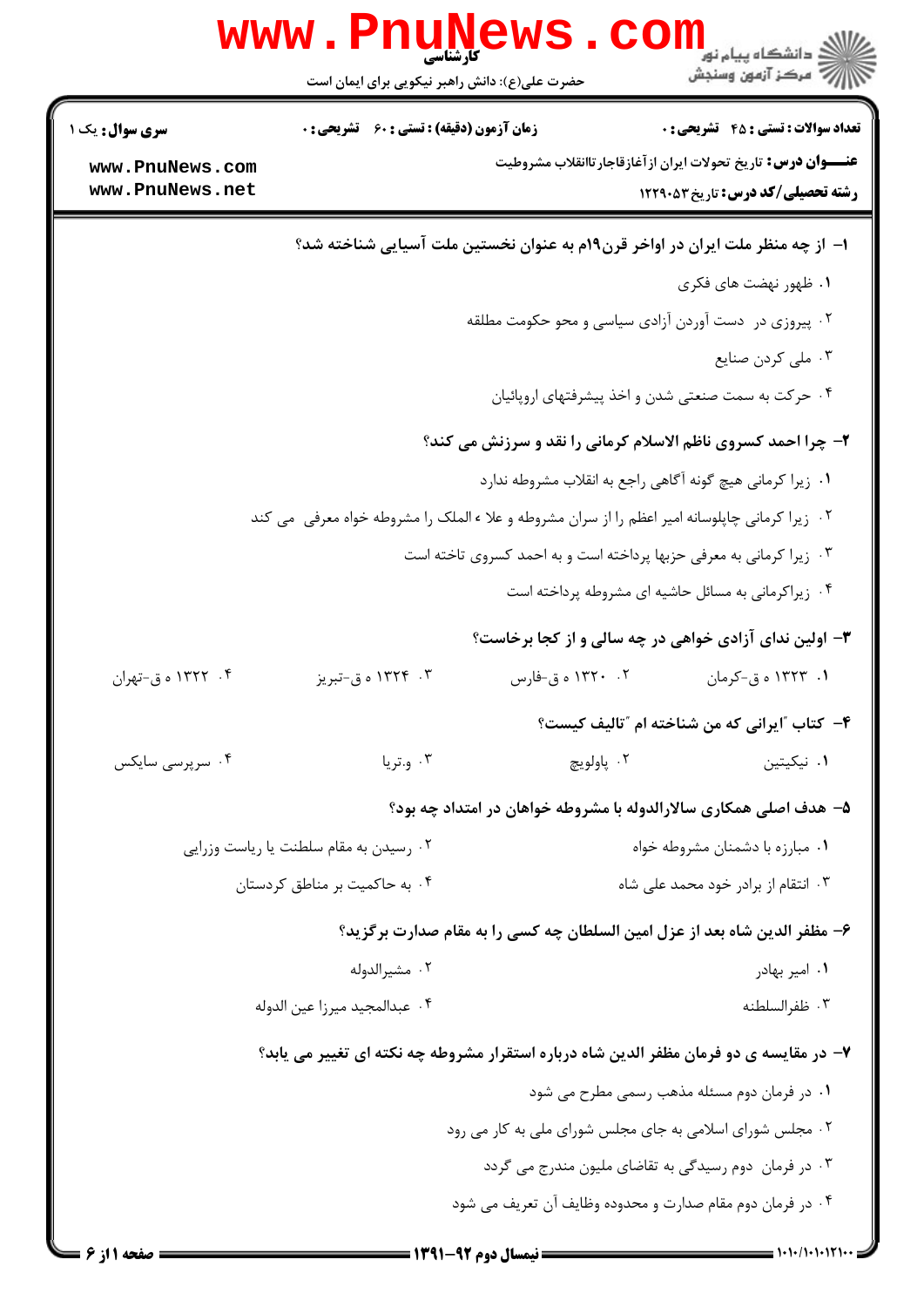کارشناسی

حضرت علی(ع): دانش راهبر نیکویی برای ایمان است

**سری سوال:** یک ۱

**زمان آزمون (دقیقه) : تستی : ۶۰ تشریحی : ۰**

**تعداد سوالات : تستی : ۴۵ تشریحی : ۰**

**عنـــوان درس:** تاریخ تحولات ایران ازآغازقاجارتاانقلاب مشروطیت

**رشته تحصیلی/کد درس:** تاریخ۱۲۲۹۰۵۳

**۱- از چه منظر ملت ایران در اواخر قرن۱۹م به عنوان نخستین ملت آسیایی شناخته شد؟**

۱. ظهور نهضت های فکری

۲. پیروزی در دست آوردن آزادی سیاسی و محو حکومت مطلقه

۳. ملی کردن صنایع

۴. حرکت به سمت صنعتی شدن و اخذ پیشرفتهای اروپائیان

**۲- چرا احمد کسروی ناظم الاسلام کرمانی را نقد و سرزنش می کند؟**

۱. زیرا کرمانی هیچ گونه آگاهی راجع به انقلاب مشروطه ندارد

۲. زیرا کرمانی چاپلوسانه امیر اعظم را از سران مشروطه و علاء الملک را مشروطه خواه معرفی می کند

۳. زیرا کرمانی به معرفی حزبها پرداخته است و به احمد کسروی تاخته است

۴. زیراکرمانی به مسائل حاشیه ای مشروطه پرداخته است

**۳- اولین ندای آزادی خواهی در چه سالی و از کجا برخاست؟**

۱. ۱۳۲۳ ه ق-کرمان

۲. ۱۳۲۰ ه ق-فارس

۳. ۱۳۲۴ ه ق-تبریز

۴. ۱۳۲۲ ه ق-تهران

**۴- کتاب "ایرانی که من شناخته ام "تالیف کیست؟**

۱. نیکیتین

۲. پاولویچ

۳. و.تریا

۴. سرپرسی سایکس

**۵- هدف اصلی همکاری سالارالدوله با مشروطه خواهان در امتداد چه بود؟**

۱. مبارزه با دشمنان مشروطه خواه

۲. رسیدن به مقام سلطنت یا ریاست وزرایی

۳. انتقام از برادر خود محمد علی شاه

۴. به حاکمیت بر مناطق کردستان

**۶- مظفر الدین شاه بعد از عزل امین السلطان چه کسی را به مقام صدارت برگزید؟**

۱. امیر بهادر

۲. مشیرالدوله

۳. ظفرالسلطنه

۴. عبدالمجید میرزا عین الدوله

**۷- در مقایسه ی دو فرمان مظفر الدین شاه درباره استقرار مشروطه چه نکته ای تغییر می یابد؟**

۱. در فرمان دوم مسئله مذهب رسمی مطرح می شود

۲. مجلس شورای اسلامی به جای مجلس شورای ملی به کار می رود

۳. در فرمان دوم رسیدگی به تقاضای ملیون مندرج می گردد

۴. در فرمان دوم مقام صدارت و محدوده وظایف آن تعریف می شود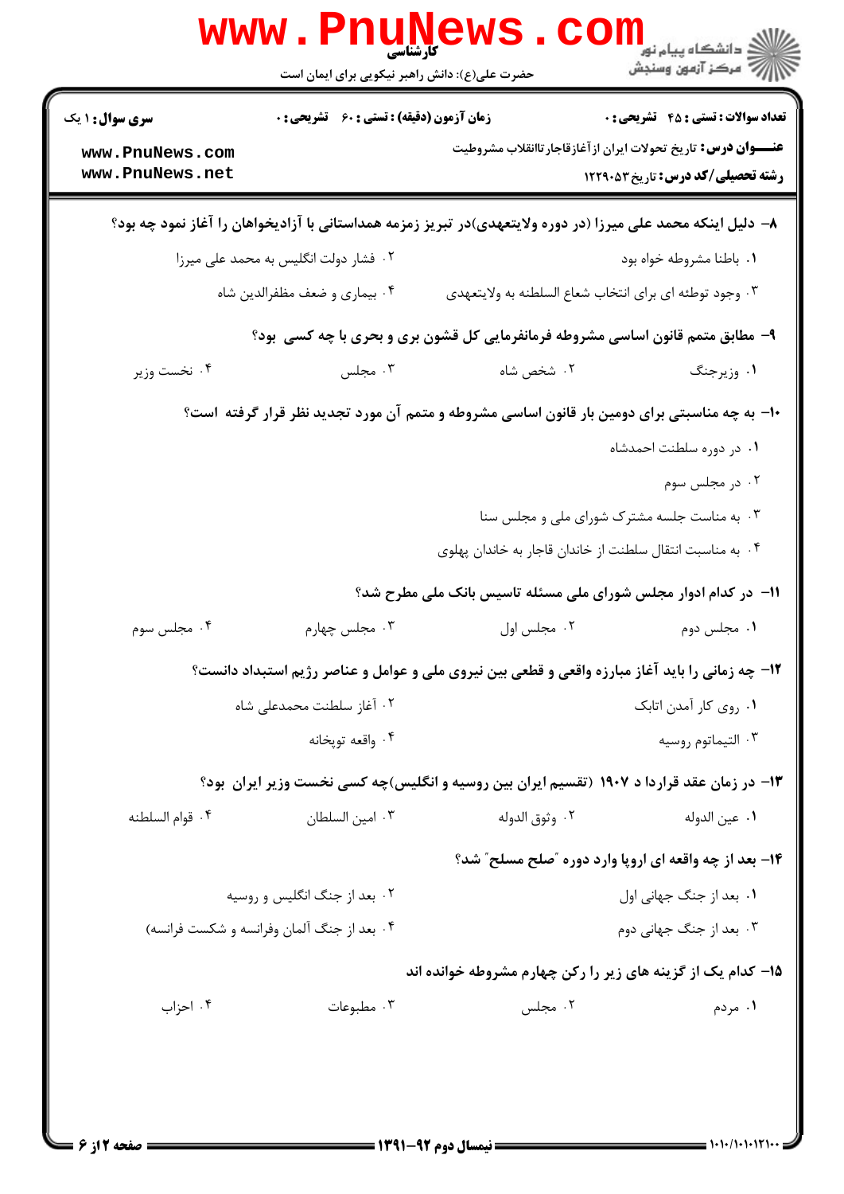**سری سوال:** ۱ یک

**زمان آزمون (دقیقه) : تستی :** ۶۰ **تشریحی :** ۰

**تعداد سوالات : تستی :** ۴۵ **تشریحی :** ۰

**عنـــوان درس:** تاریخ تحولات ایران ازآغازقاجارتاانقلاب مشروطیت

**رشته تحصیلی/کد درس:** تاریخ ۱۲۲۹۰۵۳

۸- دلیل اینکه محمد علی میرزا (در دوره ولایتعهدی)در تبریز زمزمه همداستانی با آزادیخواهان را آغاز نمود چه بود؟

۱. باطنا مشروطه خواه بود

۲. فشار دولت انگلیس به محمد علی میرزا

۳. وجود توطئه ای برای انتخاب شعاع السلطنه به ولایتعهدی

۴. بیماری و ضعف مظفرالدین شاه

۹- مطابق متمم قانون اساسی مشروطه فرمانفرمایی کل قشون بری و بحری با چه کسی بود؟

۱. وزیرجنگ

۲. شخص شاه

۳. مجلس

۴. نخست وزیر

۱۰- به چه مناسبتی برای دومین بار قانون اساسی مشروطه و متمم آن مورد تجدید نظر قرار گرفته است؟

۱. در دوره سلطنت احمدشاه

۲. در مجلس سوم

۳. به مناست جلسه مشترک شورای ملی و مجلس سنا

۴. به مناسبت انتقال سلطنت از خاندان قاجار به خاندان پهلوی

۱۱- در کدام ادوار مجلس شورای ملی مسئله تاسیس بانک ملی مطرح شد؟

۱. مجلس دوم

۲. مجلس اول

۳. مجلس چهارم

۴. مجلس سوم

۱۲- چه زمانی را باید آغاز مبارزه واقعی و قطعی بین نیروی ملی و عوامل و عناصر رژیم استبداد دانست؟

۱. روی کار آمدن اتابک

۲. آغاز سلطنت محمدعلی شاه

۳. التیماتوم روسیه

۴. واقعه توپخانه

۱۳- در زمان عقد قرارداد ۱۹۰۷ (تقسیم ایران بین روسیه و انگلیس)چه کسی نخست وزیر ایران بود؟

۱. عین الدوله

۲. وثوق الدوله

۳. امین السلطان

۴. قوام السلطنه

۱۴- بعد از چه واقعه ای اروپا وارد دوره "صلح مسلح" شد؟

۱. بعد از جنگ جهانی اول

۲. بعد از جنگ انگلیس و روسیه

۳. بعد از جنگ جهانی دوم

۴. بعد از جنگ آلمان وفرانسه و شکست فرانسه)

۱۵- کدام یک از گزینه های زیر را رکن چهارم مشروطه خوانده اند

۱. مردم

۲. مجلس

۳. مطبوعات

۴. احزاب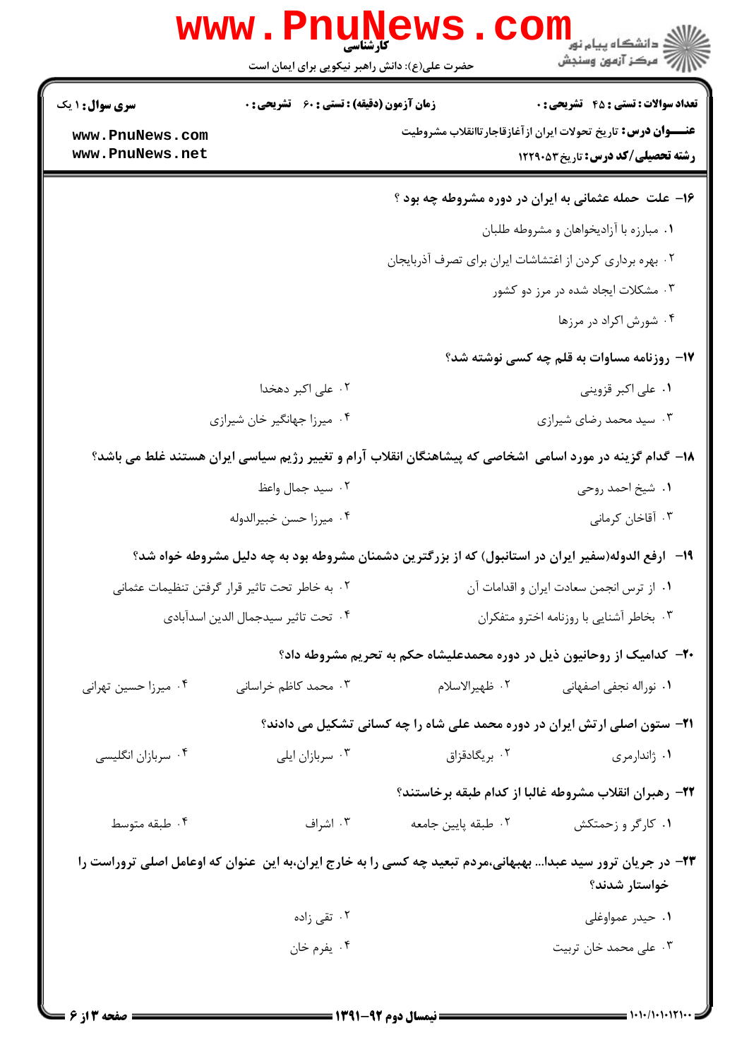**تعداد سوالات : تستی : ۴۵ تشریحی : ۰**

**زمان آزمون (دقیقه) : تستی : ۶۰ تشریحی : ۰**

**سری سوال : ۱ یک**

**عنـــوان درس :** تاریخ تحولات ایران ازآغازقاجارتاانقلاب مشروطیت

**رشته تحصیلی/کد درس :** تاریخ ۱۲۲۹۰۵۳

**۱۶- علت حمله عثمانی به ایران در دوره مشروطه چه بود ؟**

۱. مبارزه با آزادیخواهان و مشروطه طلبان

۲. بهره برداری کردن از اغتشاشات ایران برای تصرف آذربایجان

۳. مشکلات ایجاد شده در مرز دو کشور

۴. شورش اکراد در مرزها

**۱۷- روزنامه مساوات به قلم چه کسی نوشته شد؟**

۱. علی اکبر قزوینی

۲. علی اکبر دهخدا

۳. سید محمد رضای شیرازی

۴. میرزا جهانگیر خان شیرازی

**۱۸- کدام گزینه در مورد اسامی اشخاصی که پیشاهنگان انقلاب آرام و تغییر رژیم سیاسی ایران هستند غلط می باشد؟**

۱. شیخ احمد روحی

۲. سید جمال واعظ

۳. آقاخان کرمانی

۴. میرزا حسن خبیرالدوله

**۱۹- ارفع الدوله(سفیر ایران در استانبول) که از بزرگترین دشمنان مشروطه بود به چه دلیل مشروطه خواه شد؟**

۱. از ترس انجمن سعادت ایران و اقدامات آن

۲. به خاطر تحت تاثیر قرار گرفتن تنظیمات عثمانی

۳. بخاطر آشنایی با روزنامه اختر و متفکران

۴. تحت تاثیر سیدجمال الدین اسدآبادی

**۲۰- کدامیک از روحانیون ذیل در دوره محمدعلیشاه حکم به تحریم مشروطه داد؟**

۱. نوراله نجفی اصفهانی

۲. ظهیرالاسلام

۳. محمد کاظم خراسانی

۴. میرزا حسین تهرانی

**۲۱- ستون اصلی ارتش ایران در دوره محمد علی شاه را چه کسانی تشکیل می دادند؟**

۱. ژاندارمری

۲. بریگادقزاق

۳. سربازان ایلی

۴. سربازان انگلیسی

**۲۲- رهبران انقلاب مشروطه غالبا از کدام طبقه برخاستند؟**

۱. کارگر و زحمتکش

۲. طبقه پایین جامعه

۳. اشراف

۴. طبقه متوسط

**۲۳- در جریان ترور سید عبدا... بهبهانی،مردم تبعید چه کسی را به خارج ایران،به این عنوان که اوعامل اصلی ترورراست را خواستار شدند؟**

۱. حیدر عمواوغلی

۲. تقی زاده

۳. علی محمد خان تربیت

۴. یفرم خان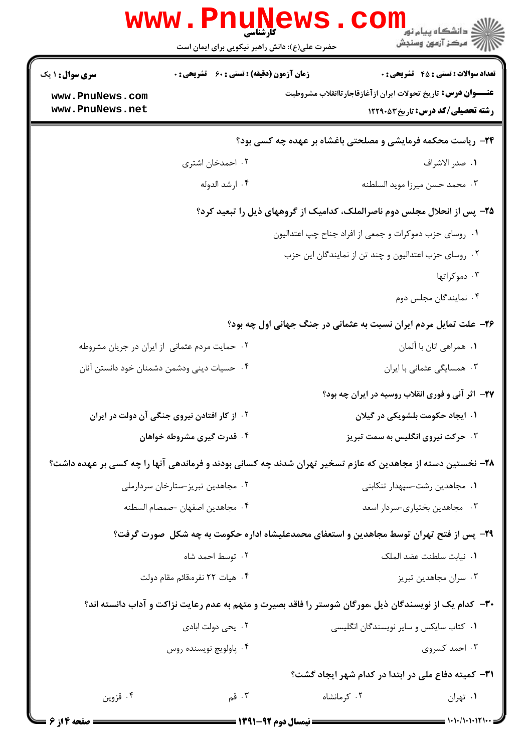**۲۴-** ریاست محکمه فرمایشی و مصلحتی باغشاه بر عهده چه کسی بود؟

۱. صدر الاشراف
۲. احمدخان اشتری
۳. محمد حسن میرزا موید السلطنه
۴. ارشد الدوله

**۲۵-** پس از انحلال مجلس دوم ناصرالملک، کدامیک از گروههای ذیل را تبعید کرد؟

۱. روسای حزب دموکرات و جمعی از افراد جناح چپ اعتدالیون
۲. روسای حزب اعتدالیون و چند تن از نمایندگان این حزب
۳. دموکراتها
۴. نمایندگان مجلس دوم

**۲۶-** علت تمایل مردم ایران نسبت به عثمانی در جنگ جهانی اول چه بود؟

۱. همراهی انان با آلمان
۲. حمایت مردم عثمانی از ایران در جریان مشروطه
۳. همسایگی عثمانی با ایران
۴. حسیات دینی ودشمن دشمنان خود دانستن آنان

**۲۷-** اثر آنی و فوری انقلاب روسیه در ایران چه بود؟

۱. ایجاد حکومت بلشویکی در گیلان
۲. از کار افتادن نیروی جنگی آن دولت در ایران
۳. حرکت نیروی انگلیس به سمت تبریز
۴. قدرت گیری مشروطه خواهان

**۲۸-** نخستین دسته از مجاهدین که عازم تسخیر تهران شدند چه کسانی بودند و فرماندهی آنها را چه کسی بر عهده داشت؟

۱. مجاهدین رشت-سپهدار تنکابنی
۲. مجاهدین تبریز-ستارخان سردارملی
۳. مجاهدین بختیاری-سردار اسعد
۴. مجاهدین اصفهان -صمصام السلطنه

**۲۹-** پس از فتح تهران توسط مجاهدین و استعفای محمدعلیشاه اداره حکومت به چه شکل صورت گرفت؟

۱. نیابت سلطنت عضد الملک
۲. توسط احمد شاه
۳. سران مجاهدین تبریز
۴. هیات ۲۲ نفره،قائم مقام دولت

**۳۰-** کدام یک از نویسندگان ذیل ،مورگان شوستر را فاقد بصیرت و متهم به عدم رعایت نزاکت و آداب دانسته اند؟

۱. کتاب سایکس و سایر نویسندگان انگلیسی
۲. یحی دولت ابادی
۳. احمد کسروی
۴. پاولویچ نویسنده روس

**۳۱-** کمیته دفاع ملی در ابتدا در کدام شهر ایجاد گشت؟

۱. تهران
۲. کرمانشاه
۳. قم
۴. قزوین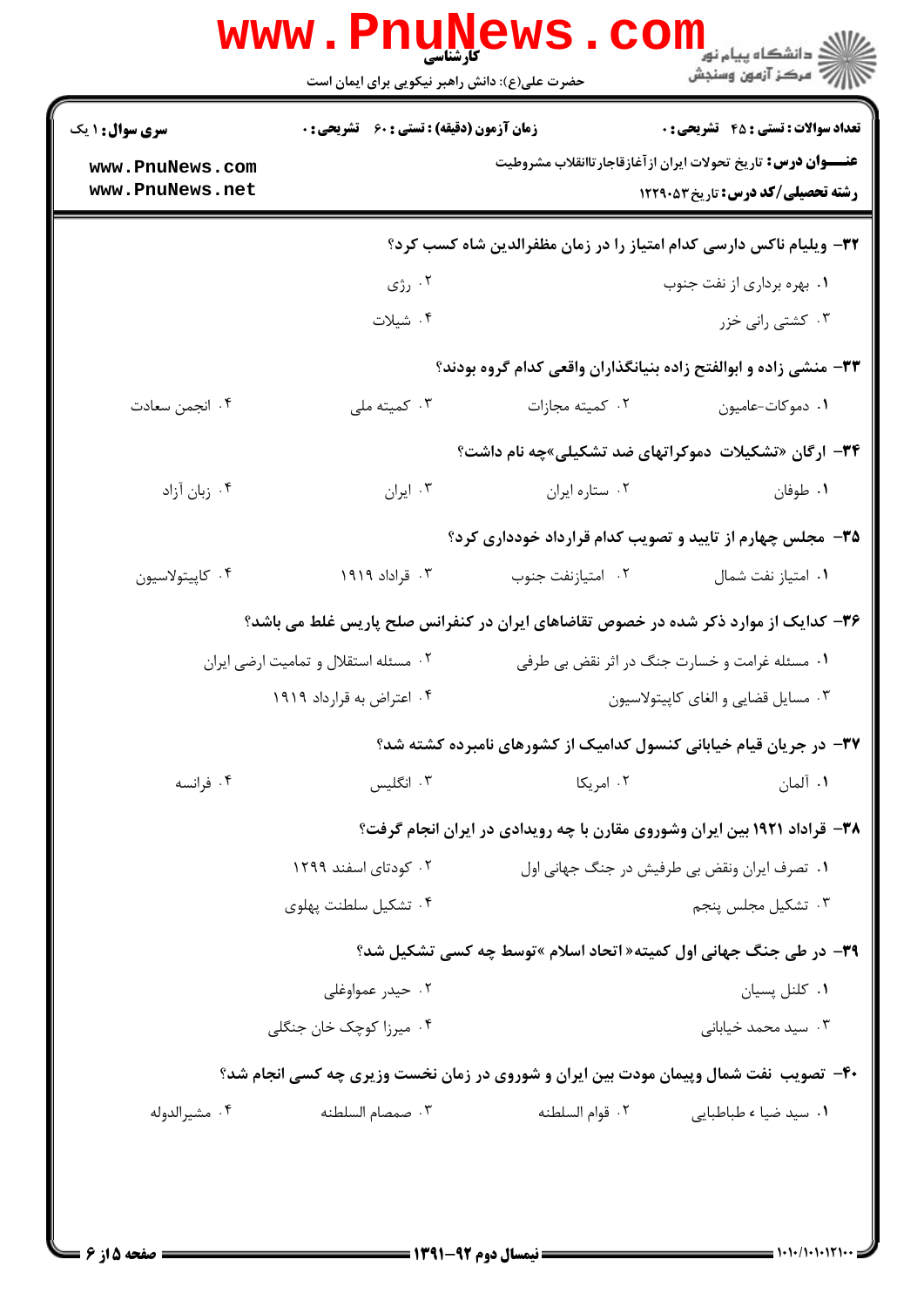۳۲- ویلیام ناکس دارسی کدام امتیاز را در زمان مظفرالدین شاه کسب کرد؟

۱. بهره برداری از نفت جنوب
۲. رژی
۳. کشتی رانی خزر
۴. شیلات

۳۳- منشی زاده و ابوالفتح زاده بنیانگذاران واقعی کدام گروه بودند؟

۱. دموکات-عامیون
۲. کمیته مجازات
۳. کمیته ملی
۴. انجمن سعادت

۳۴- ارگان «تشکیلات دموکراتهای ضد تشکیلی»چه نام داشت؟

۱. طوفان
۲. ستاره ایران
۳. ایران
۴. زبان آزاد

۳۵- مجلس چهارم از تایید و تصویب کدام قرارداد خودداری کرد؟

۱. امتیاز نفت شمال
۲. امتیازنفت جنوب
۳. قراداد ۱۹۱۹
۴. کاپیتولاسیون

۳۶- کدایک از موارد ذکر شده در خصوص تقاضاهای ایران در کنفرانس صلح پاریس غلط می باشد؟

۱. مسئله غرامت و خسارت جنگ در اثر نقض بی طرفی
۲. مسئله استقلال و تمامیت ارضی ایران
۳. مسایل قضایی و الغای کاپیتولاسیون
۴. اعتراض به قرارداد ۱۹۱۹

۳۷- در جریان قیام خیابانی کنسول کدامیک از کشورهای نامبرده کشته شد؟

۱. آلمان
۲. امریکا
۳. انگلیس
۴. فرانسه

۳۸- قراداد ۱۹۲۱ بین ایران وشوروی مقارن با چه رویدادی در ایران انجام گرفت؟

۱. تصرف ایران ونقض بی طرفیش در جنگ جهانی اول
۲. کودتای اسفند ۱۲۹۹
۳. تشکیل مجلس پنجم
۴. تشکیل سلطنت پهلوی

۳۹- در طی جنگ جهانی اول کمیته« اتحاد اسلام »توسط چه کسی تشکیل شد؟

۱. کلنل پسیان
۲. حیدر عمواوغلی
۳. سید محمد خیابانی
۴. میرزا کوچک خان جنگلی

۴۰- تصویب نفت شمال وپیمان مودت بین ایران و شوروی در زمان نخست وزیری چه کسی انجام شد؟

۱. سید ضیا ء طباطبایی
۲. قوام السلطنه
۳. صمصام السلطنه
۴. مشیرالدوله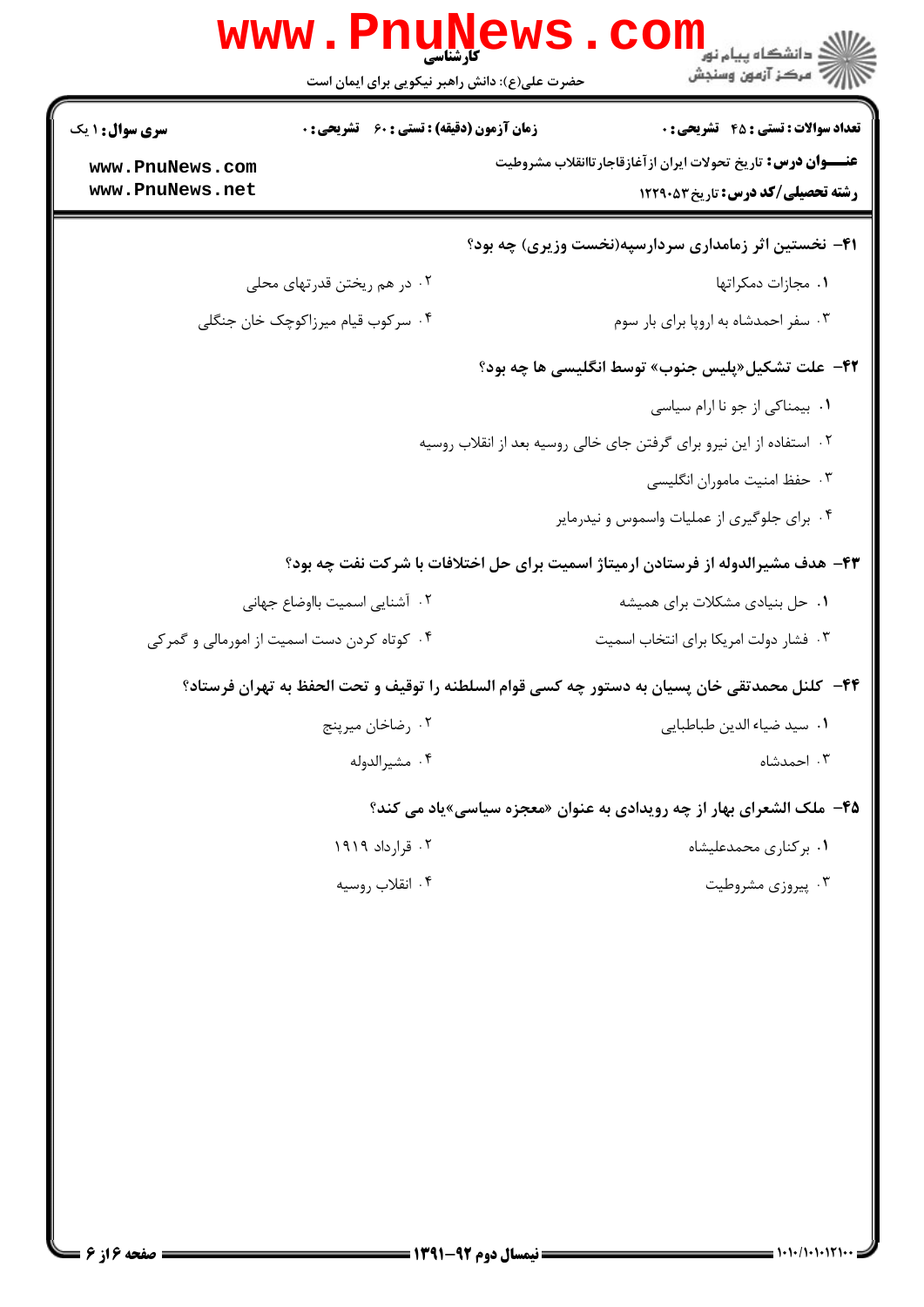**۴۱-** نخستین اثر زمامداری سردارسپه(نخست وزیری) چه بود؟

۱. مجازات دمکراتها

۲. در هم ریختن قدرتهای محلی

۳. سفر احمدشاه به اروپا برای بار سوم

۴. سرکوب قیام میرزاکوچک خان جنگلی

**۴۲-** علت تشکیل«پلیس جنوب» توسط انگلیسی ها چه بود؟

۱. بیمناکی از جو نا ارام سیاسی

۲. استفاده از این نیرو برای گرفتن جای خالی روسیه بعد از انقلاب روسیه

۳. حفظ امنیت ماموران انگلیسی

۴. برای جلوگیری از عملیات واسموس و نیدرمایر

**۴۳-** هدف مشیرالدوله از فرستادن ارمیتاژ اسمیت برای حل اختلافات با شرکت نفت چه بود؟

۱. حل بنیادی مشکلات برای همیشه

۲. آشنایی اسمیت بااوضاع جهانی

۳. فشار دولت امریکا برای انتخاب اسمیت

۴. کوتاه کردن دست اسمیت از امورمالی و گمرکی

**۴۴-** کلنل محمدتقی خان پسیان به دستور چه کسی قوام السلطنه را توقیف و تحت الحفظ به تهران فرستاد؟

۱. سید ضیاء الدین طباطبایی

۲. رضاخان میرپنج

۳. احمدشاه

۴. مشیرالدوله

**۴۵-** ملک الشعرای بهار از چه رویدادی به عنوان «معجزه سیاسی»یاد می کند؟

۱. برکناری محمدعلیشاه

۲. قرارداد ۱۹۱۹

۳. پیروزی مشروطیت

۴. انقلاب روسیه